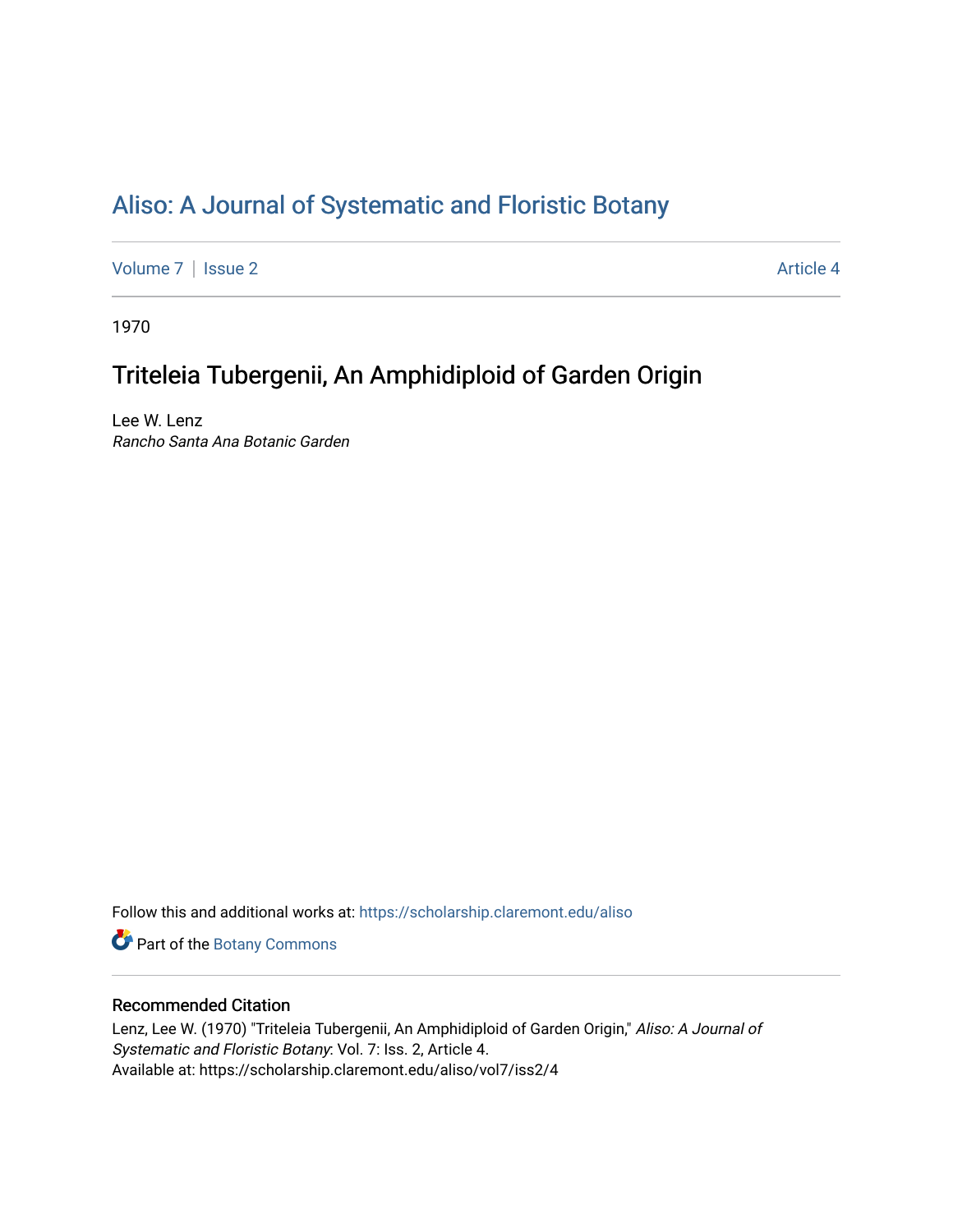# Aliso: A Journal of Systematic and Floristic Botany

Volume 7 | Issue 2 Article 4

1970

## Triteleia Tubergenii, An Amphidiploid of Garden Origin

Lee W. Lenz
*Rancho Santa Ana Botanic Garden*

Follow this and additional works at: https://scholarship.claremont.edu/aliso

Part of the Botany Commons

### Recommended Citation

Lenz, Lee W. (1970) "Triteleia Tubergenii, An Amphidiploid of Garden Origin," *Aliso: A Journal of Systematic and Floristic Botany*: Vol. 7: Iss. 2, Article 4.
Available at: https://scholarship.claremont.edu/aliso/vol7/iss2/4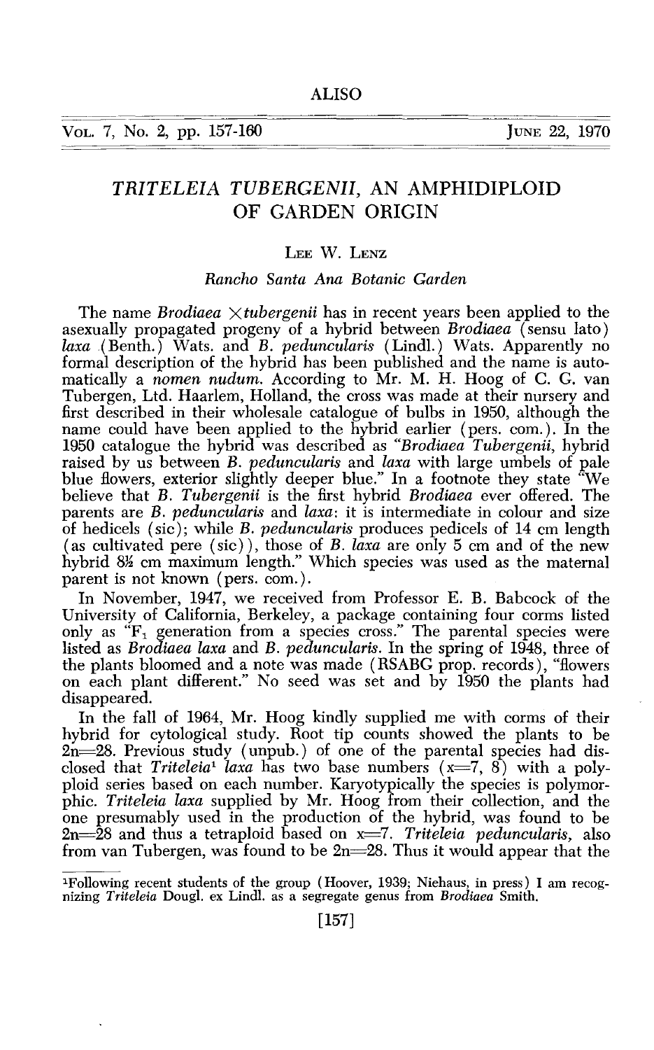# *TRITELEIA TUBERGENII*, AN AMPHIDIPLOID OF GARDEN ORIGIN

LEE W. LENZ

*Rancho Santa Ana Botanic Garden*

The name *Brodiaea* ×*tubergenii* has in recent years been applied to the asexually propagated progeny of a hybrid between *Brodiaea* (sensu lato) *laxa* (Benth.) Wats. and *B. peduncularis* (Lindl.) Wats. Apparently no formal description of the hybrid has been published and the name is automatically a *nomen nudum*. According to Mr. M. H. Hoog of C. G. van Tubergen, Ltd. Haarlem, Holland, the cross was made at their nursery and first described in their wholesale catalogue of bulbs in 1950, although the name could have been applied to the hybrid earlier (pers. com.). In the 1950 catalogue the hybrid was described as "*Brodiaea Tubergenii*, hybrid raised by us between *B. peduncularis* and *laxa* with large umbels of pale blue flowers, exterior slightly deeper blue." In a footnote they state "We believe that *B. Tubergenii* is the first hybrid *Brodiaea* ever offered. The parents are *B. peduncularis* and *laxa*: it is intermediate in colour and size of hedicels (sic); while *B. peduncularis* produces pedicels of 14 cm length (as cultivated pere (sic)), those of *B. laxa* are only 5 cm and of the new hybrid 8½ cm maximum length." Which species was used as the maternal parent is not known (pers. com.).

In November, 1947, we received from Professor E. B. Babcock of the University of California, Berkeley, a package containing four corms listed only as "$F_1$ generation from a species cross." The parental species were listed as *Brodiaea laxa* and *B. peduncularis*. In the spring of 1948, three of the plants bloomed and a note was made (RSABG prop. records), "flowers on each plant different." No seed was set and by 1950 the plants had disappeared.

In the fall of 1964, Mr. Hoog kindly supplied me with corms of their hybrid for cytological study. Root tip counts showed the plants to be $2n=28$. Previous study (unpub.) of one of the parental species had disclosed that *Triteleia*[1] *laxa* has two base numbers ($x=7$, $8$) with a polyploid series based on each number. Karyotypically the species is polymorphic. *Triteleia laxa* supplied by Mr. Hoog from their collection, and the one presumably used in the production of the hybrid, was found to be $2n=28$ and thus a tetraploid based on $x=7$. *Triteleia peduncularis*, also from van Tubergen, was found to be $2n=28$. Thus it would appear that the

[1]Following recent students of the group (Hoover, 1939; Niehaus, in press) I am recognizing *Triteleia* Dougl. ex Lindl. as a segregate genus from *Brodiaea* Smith.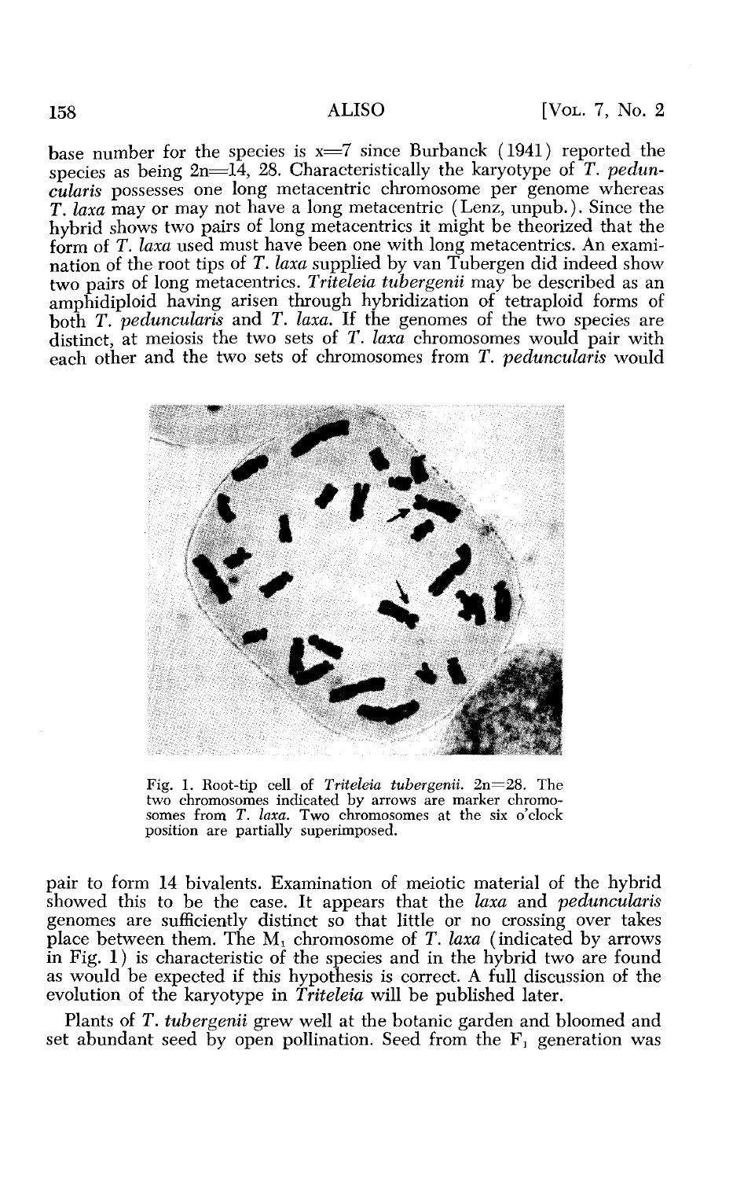base number for the species is x=7 since Burbanck (1941) reported the species as being 2n=14, 28. Characteristically the karyotype of *T. peduncularis* possesses one long metacentric chromosome per genome whereas *T. laxa* may or may not have a long metacentric (Lenz, unpub.). Since the hybrid shows two pairs of long metacentrics it might be theorized that the form of *T. laxa* used must have been one with long metacentrics. An examination of the root tips of *T. laxa* supplied by van Tubergen did indeed show two pairs of long metacentrics. *Triteleia tubergenii* may be described as an amphidiploid having arisen through hybridization of tetraploid forms of both *T. peduncularis* and *T. laxa*. If the genomes of the two species are distinct, at meiosis the two sets of *T. laxa* chromosomes would pair with each other and the two sets of chromosomes from *T. peduncularis* would pair to form 14 bivalents. Examination of meiotic material of the hybrid showed this to be the case. It appears that the *laxa* and *peduncularis* genomes are sufficiently distinct so that little or no crossing over takes place between them. The $M_1$ chromosome of *T. laxa* (indicated by arrows in Fig. 1) is characteristic of the species and in the hybrid two are found as would be expected if this hypothesis is correct. A full discussion of the evolution of the karyotype in *Triteleia* will be published later.

Fig. 1. Root-tip cell of *Triteleia tubergenii*. 2n=28. The two chromosomes indicated by arrows are marker chromosomes from *T. laxa*. Two chromosomes at the six o'clock position are partially superimposed.

Plants of *T. tubergenii* grew well at the botanic garden and bloomed and set abundant seed by open pollination. Seed from the $F_1$ generation was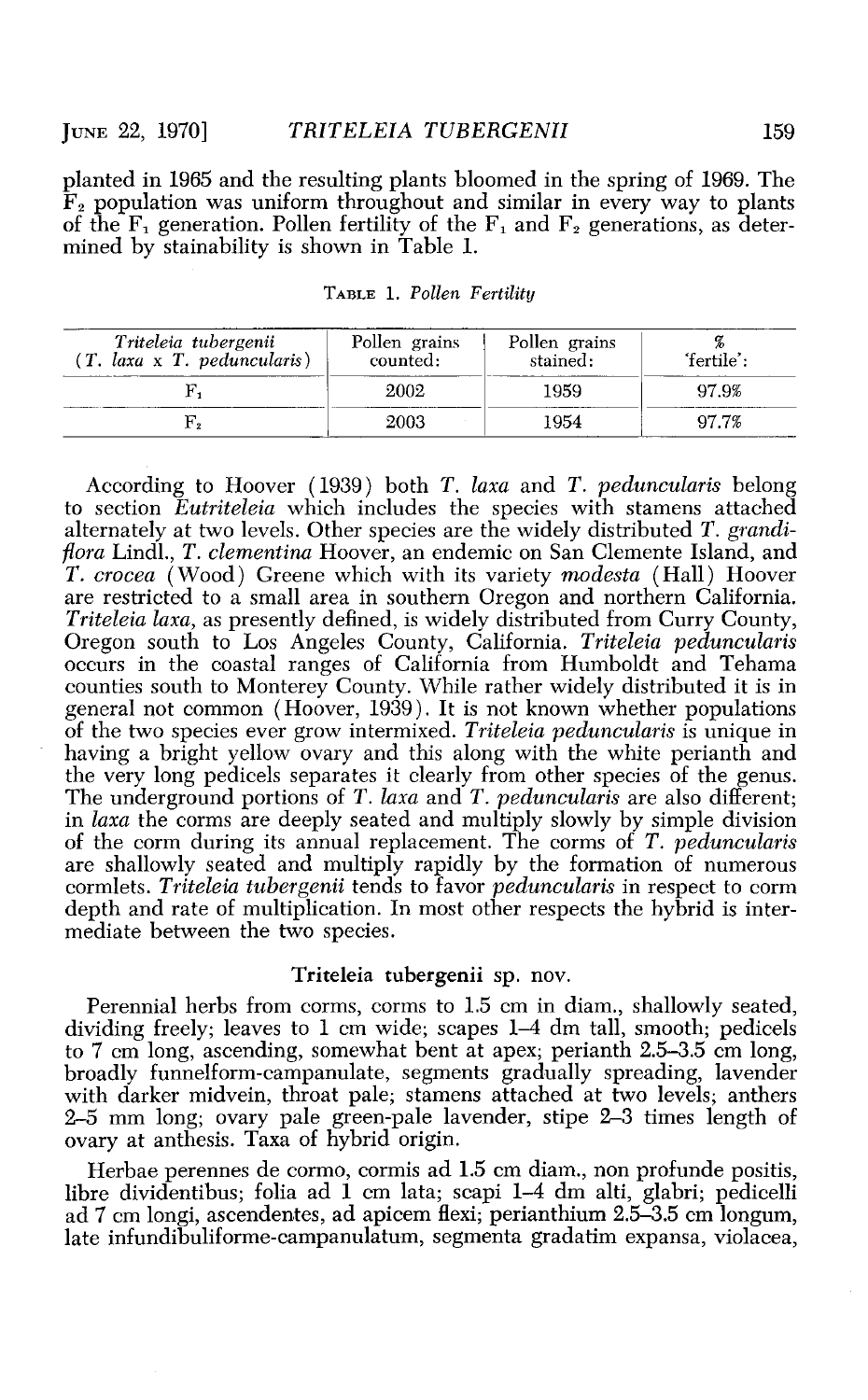planted in 1965 and the resulting plants bloomed in the spring of 1969. The $F_2$ population was uniform throughout and similar in every way to plants of the $F_1$ generation. Pollen fertility of the $F_1$ and $F_2$ generations, as determined by stainability is shown in Table 1.

TABLE 1. *Pollen Fertility*

| *Triteleia tubergenii* (*T. laxa* x *T. peduncularis*) | Pollen grains counted: | Pollen grains stained: | % 'fertile': |
|---|---|---|---|
| $F_1$ | 2002 | 1959 | 97.9% |
| $F_2$ | 2003 | 1954 | 97.7% |

According to Hoover (1939) both *T. laxa* and *T. peduncularis* belong to section *Eutriteleia* which includes the species with stamens attached alternately at two levels. Other species are the widely distributed *T. grandiflora* Lindl., *T. clementina* Hoover, an endemic on San Clemente Island, and *T. crocea* (Wood) Greene which with its variety *modesta* (Hall) Hoover are restricted to a small area in southern Oregon and northern California. *Triteleia laxa*, as presently defined, is widely distributed from Curry County, Oregon south to Los Angeles County, California. *Triteleia peduncularis* occurs in the coastal ranges of California from Humboldt and Tehama counties south to Monterey County. While rather widely distributed it is in general not common (Hoover, 1939). It is not known whether populations of the two species ever grow intermixed. *Triteleia peduncularis* is unique in having a bright yellow ovary and this along with the white perianth and the very long pedicels separates it clearly from other species of the genus. The underground portions of *T. laxa* and *T. peduncularis* are also different; in *laxa* the corms are deeply seated and multiply slowly by simple division of the corm during its annual replacement. The corms of *T. peduncularis* are shallowly seated and multiply rapidly by the formation of numerous cormlets. *Triteleia tubergenii* tends to favor *peduncularis* in respect to corm depth and rate of multiplication. In most other respects the hybrid is intermediate between the two species.

### Triteleia tubergenii sp. nov.

Perennial herbs from corms, corms to 1.5 cm in diam., shallowly seated, dividing freely; leaves to 1 cm wide; scapes 1–4 dm tall, smooth; pedicels to 7 cm long, ascending, somewhat bent at apex; perianth 2.5–3.5 cm long, broadly funnelform-campanulate, segments gradually spreading, lavender with darker midvein, throat pale; stamens attached at two levels; anthers 2–5 mm long; ovary pale green-pale lavender, stipe 2–3 times length of ovary at anthesis. Taxa of hybrid origin.

Herbae perennes de cormo, cormis ad 1.5 cm diam., non profunde positis, libre dividentibus; folia ad 1 cm lata; scapi 1–4 dm alti, glabri; pedicelli ad 7 cm longi, ascendentes, ad apicem flexi; perianthium 2.5–3.5 cm longum, late infundibuliforme-campanulatum, segmenta gradatim expansa, violacea,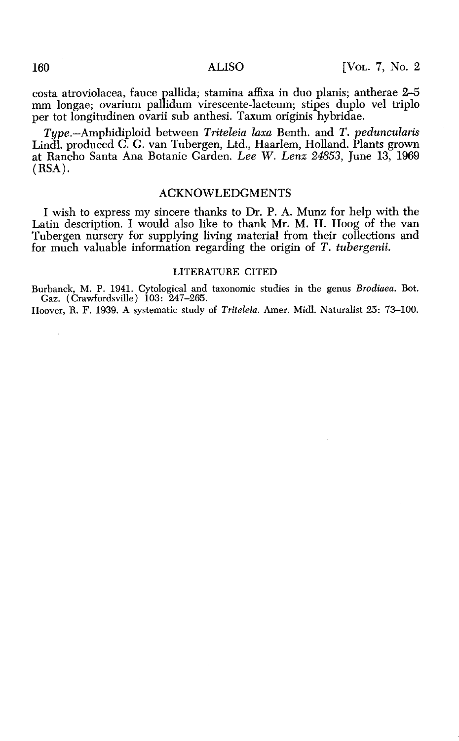costa atroviolacea, fauce pallida; stamina affixa in duo planis; antherae 2–5 mm longae; ovarium pallidum virescente-lacteum; stipes duplo vel triplo per tot longitudinen ovarii sub anthesi. Taxum originis hybridae.

*Type.*—Amphidiploid between *Triteleia laxa* Benth. and *T. peduncularis* Lindl. produced C. G. van Tubergen, Ltd., Haarlem, Holland. Plants grown at Rancho Santa Ana Botanic Garden. *Lee W. Lenz 24853*, June 13, 1969 (RSA).

## ACKNOWLEDGMENTS

I wish to express my sincere thanks to Dr. P. A. Munz for help with the Latin description. I would also like to thank Mr. M. H. Hoog of the van Tubergen nursery for supplying living material from their collections and for much valuable information regarding the origin of *T. tubergenii.*

## LITERATURE CITED

Burbanck, M. P. 1941. Cytological and taxonomic studies in the genus *Brodiaea*. Bot. Gaz. (Crawfordsville) 103: 247–265.

Hoover, R. F. 1939. A systematic study of *Triteleia*. Amer. Midl. Naturalist 25: 73–100.